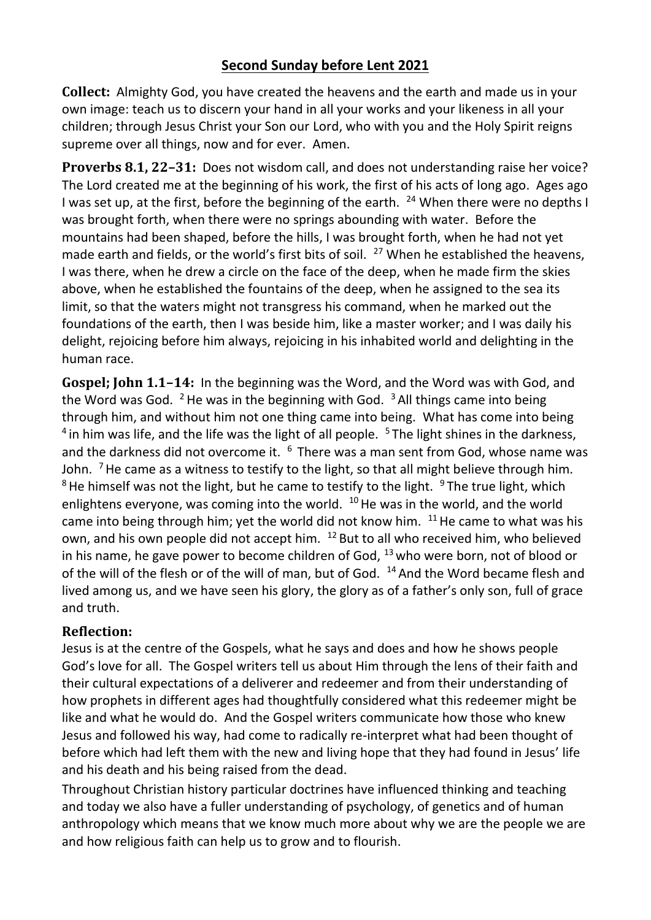# Second Sunday before Lent 2021

**Collect:** Almighty God, you have created the heavens and the earth and made us in your own image: teach us to discern your hand in all your works and your likeness in all your children; through Jesus Christ your Son our Lord, who with you and the Holy Spirit reigns supreme over all things, now and for ever. Amen.

**Proverbs 8.1, 22–31:** Does not wisdom call, and does not understanding raise her voice? The Lord created me at the beginning of his work, the first of his acts of long ago. Ages ago I was set up, at the first, before the beginning of the earth. [24] When there were no depths I was brought forth, when there were no springs abounding with water. Before the mountains had been shaped, before the hills, I was brought forth, when he had not yet made earth and fields, or the world's first bits of soil. [27] When he established the heavens, I was there, when he drew a circle on the face of the deep, when he made firm the skies above, when he established the fountains of the deep, when he assigned to the sea its limit, so that the waters might not transgress his command, when he marked out the foundations of the earth, then I was beside him, like a master worker; and I was daily his delight, rejoicing before him always, rejoicing in his inhabited world and delighting in the human race.

**Gospel; John 1.1–14:** In the beginning was the Word, and the Word was with God, and the Word was God. [2] He was in the beginning with God. [3] All things came into being through him, and without him not one thing came into being. What has come into being [4] in him was life, and the life was the light of all people. [5] The light shines in the darkness, and the darkness did not overcome it. [6] There was a man sent from God, whose name was John. [7] He came as a witness to testify to the light, so that all might believe through him. [8] He himself was not the light, but he came to testify to the light. [9] The true light, which enlightens everyone, was coming into the world. [10] He was in the world, and the world came into being through him; yet the world did not know him. [11] He came to what was his own, and his own people did not accept him. [12] But to all who received him, who believed in his name, he gave power to become children of God, [13] who were born, not of blood or of the will of the flesh or of the will of man, but of God. [14] And the Word became flesh and lived among us, and we have seen his glory, the glory as of a father's only son, full of grace and truth.

## Reflection:

Jesus is at the centre of the Gospels, what he says and does and how he shows people God's love for all. The Gospel writers tell us about Him through the lens of their faith and their cultural expectations of a deliverer and redeemer and from their understanding of how prophets in different ages had thoughtfully considered what this redeemer might be like and what he would do. And the Gospel writers communicate how those who knew Jesus and followed his way, had come to radically re-interpret what had been thought of before which had left them with the new and living hope that they had found in Jesus' life and his death and his being raised from the dead.

Throughout Christian history particular doctrines have influenced thinking and teaching and today we also have a fuller understanding of psychology, of genetics and of human anthropology which means that we know much more about why we are the people we are and how religious faith can help us to grow and to flourish.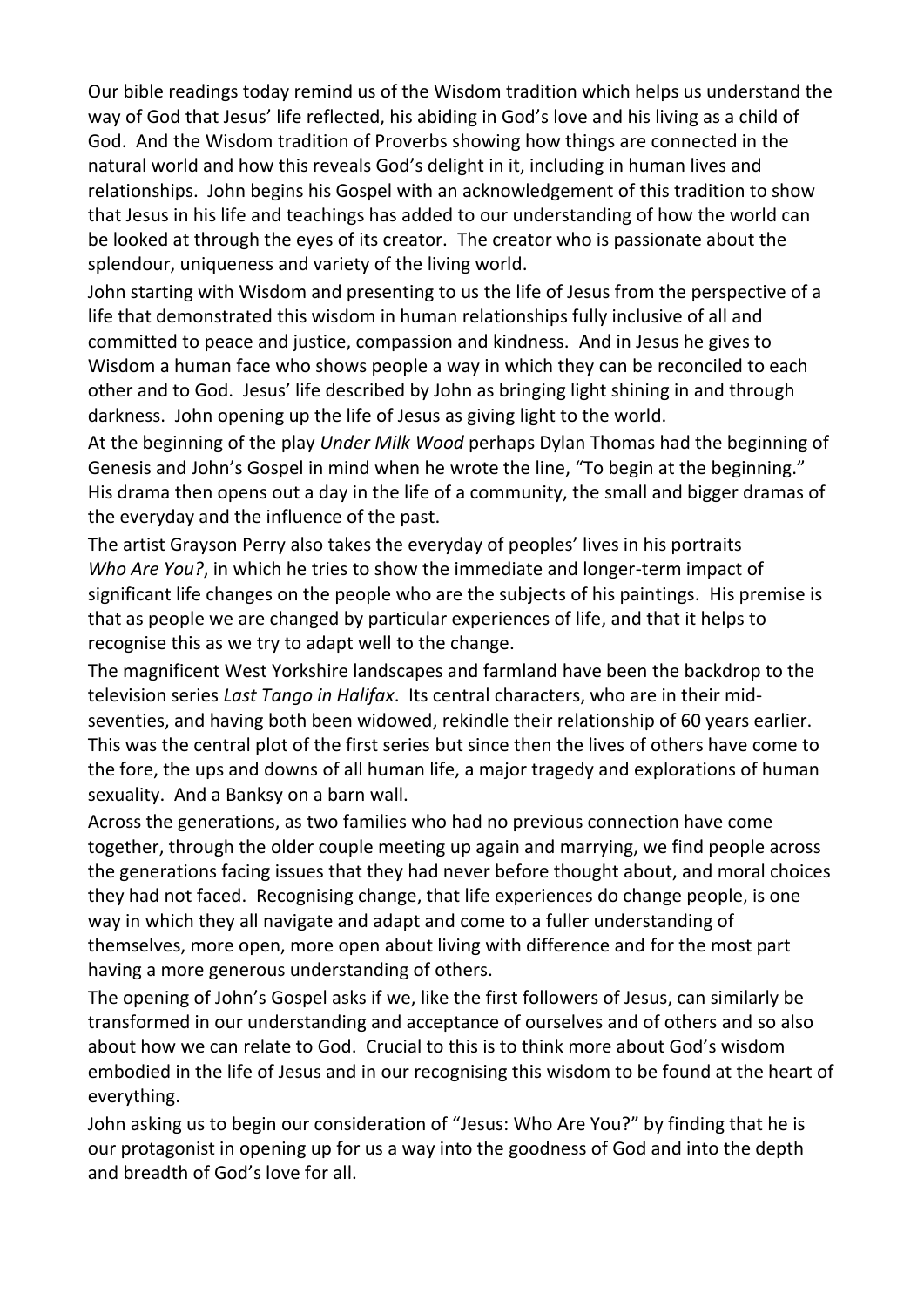Our bible readings today remind us of the Wisdom tradition which helps us understand the way of God that Jesus' life reflected, his abiding in God's love and his living as a child of God. And the Wisdom tradition of Proverbs showing how things are connected in the natural world and how this reveals God's delight in it, including in human lives and relationships. John begins his Gospel with an acknowledgement of this tradition to show that Jesus in his life and teachings has added to our understanding of how the world can be looked at through the eyes of its creator. The creator who is passionate about the splendour, uniqueness and variety of the living world.

John starting with Wisdom and presenting to us the life of Jesus from the perspective of a life that demonstrated this wisdom in human relationships fully inclusive of all and committed to peace and justice, compassion and kindness. And in Jesus he gives to Wisdom a human face who shows people a way in which they can be reconciled to each other and to God. Jesus' life described by John as bringing light shining in and through darkness. John opening up the life of Jesus as giving light to the world.

At the beginning of the play *Under Milk Wood* perhaps Dylan Thomas had the beginning of Genesis and John's Gospel in mind when he wrote the line, "To begin at the beginning." His drama then opens out a day in the life of a community, the small and bigger dramas of the everyday and the influence of the past.

The artist Grayson Perry also takes the everyday of peoples' lives in his portraits *Who Are You?*, in which he tries to show the immediate and longer-term impact of significant life changes on the people who are the subjects of his paintings. His premise is that as people we are changed by particular experiences of life, and that it helps to recognise this as we try to adapt well to the change.

The magnificent West Yorkshire landscapes and farmland have been the backdrop to the television series *Last Tango in Halifax*. Its central characters, who are in their mid-seventies, and having both been widowed, rekindle their relationship of 60 years earlier. This was the central plot of the first series but since then the lives of others have come to the fore, the ups and downs of all human life, a major tragedy and explorations of human sexuality. And a Banksy on a barn wall.

Across the generations, as two families who had no previous connection have come together, through the older couple meeting up again and marrying, we find people across the generations facing issues that they had never before thought about, and moral choices they had not faced. Recognising change, that life experiences do change people, is one way in which they all navigate and adapt and come to a fuller understanding of themselves, more open, more open about living with difference and for the most part having a more generous understanding of others.

The opening of John's Gospel asks if we, like the first followers of Jesus, can similarly be transformed in our understanding and acceptance of ourselves and of others and so also about how we can relate to God. Crucial to this is to think more about God's wisdom embodied in the life of Jesus and in our recognising this wisdom to be found at the heart of everything.

John asking us to begin our consideration of "Jesus: Who Are You?" by finding that he is our protagonist in opening up for us a way into the goodness of God and into the depth and breadth of God's love for all.